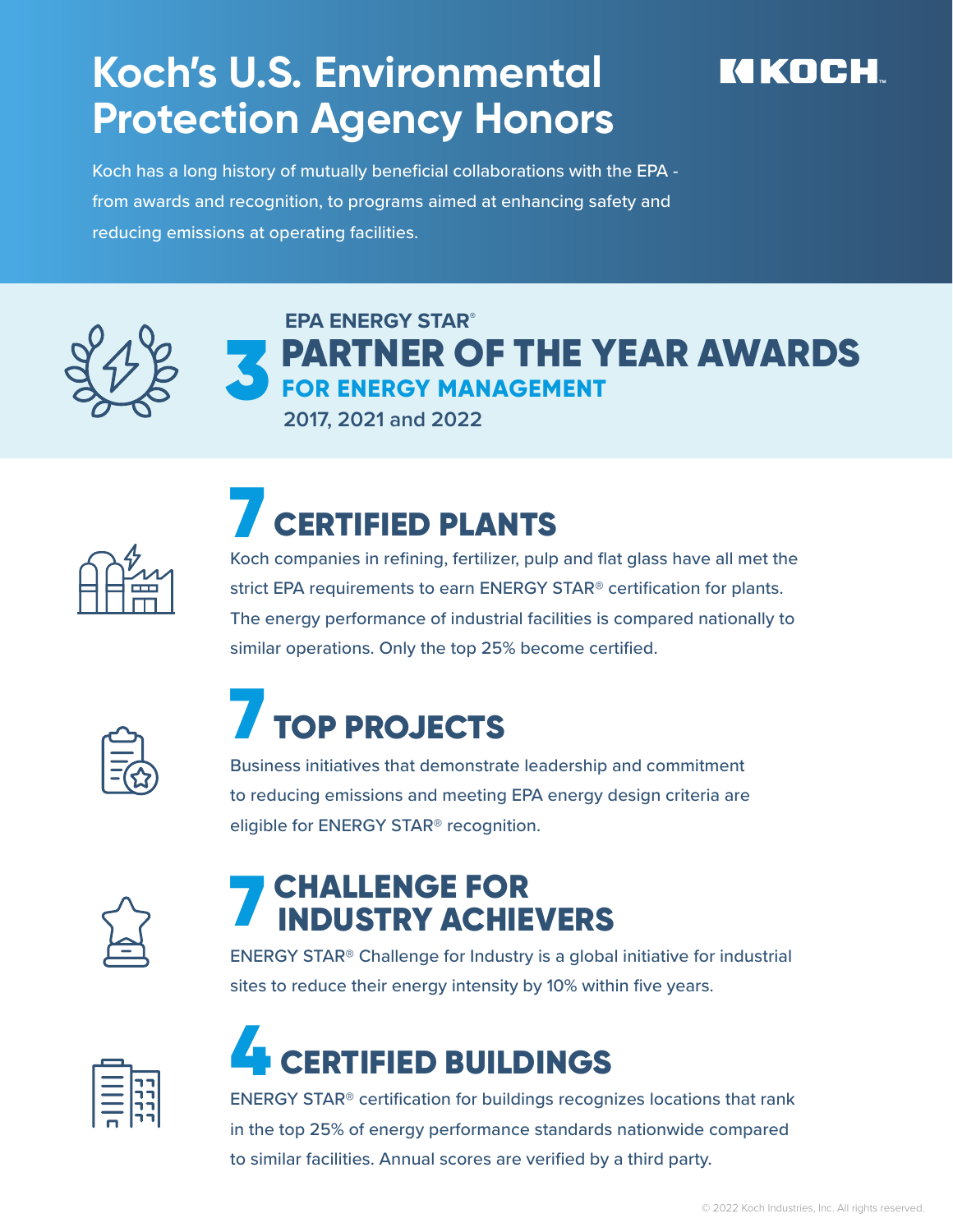# Koch's U.S. Environmental Protection Agency Honors

KOCH

Koch has a long history of mutually beneficial collaborations with the EPA - from awards and recognition, to programs aimed at enhancing safety and reducing emissions at operating facilities.

## 3 EPA ENERGY STAR® PARTNER OF THE YEAR AWARDS FOR ENERGY MANAGEMENT

**2017, 2021 and 2022**

## 7 CERTIFIED PLANTS

Koch companies in refining, fertilizer, pulp and flat glass have all met the strict EPA requirements to earn ENERGY STAR® certification for plants. The energy performance of industrial facilities is compared nationally to similar operations. Only the top 25% become certified.

## 7 TOP PROJECTS

Business initiatives that demonstrate leadership and commitment to reducing emissions and meeting EPA energy design criteria are eligible for ENERGY STAR® recognition.

## 7 CHALLENGE FOR INDUSTRY ACHIEVERS

ENERGY STAR® Challenge for Industry is a global initiative for industrial sites to reduce their energy intensity by 10% within five years.

## 4 CERTIFIED BUILDINGS

ENERGY STAR® certification for buildings recognizes locations that rank in the top 25% of energy performance standards nationwide compared to similar facilities. Annual scores are verified by a third party.

© 2022 Koch Industries, Inc. All rights reserved.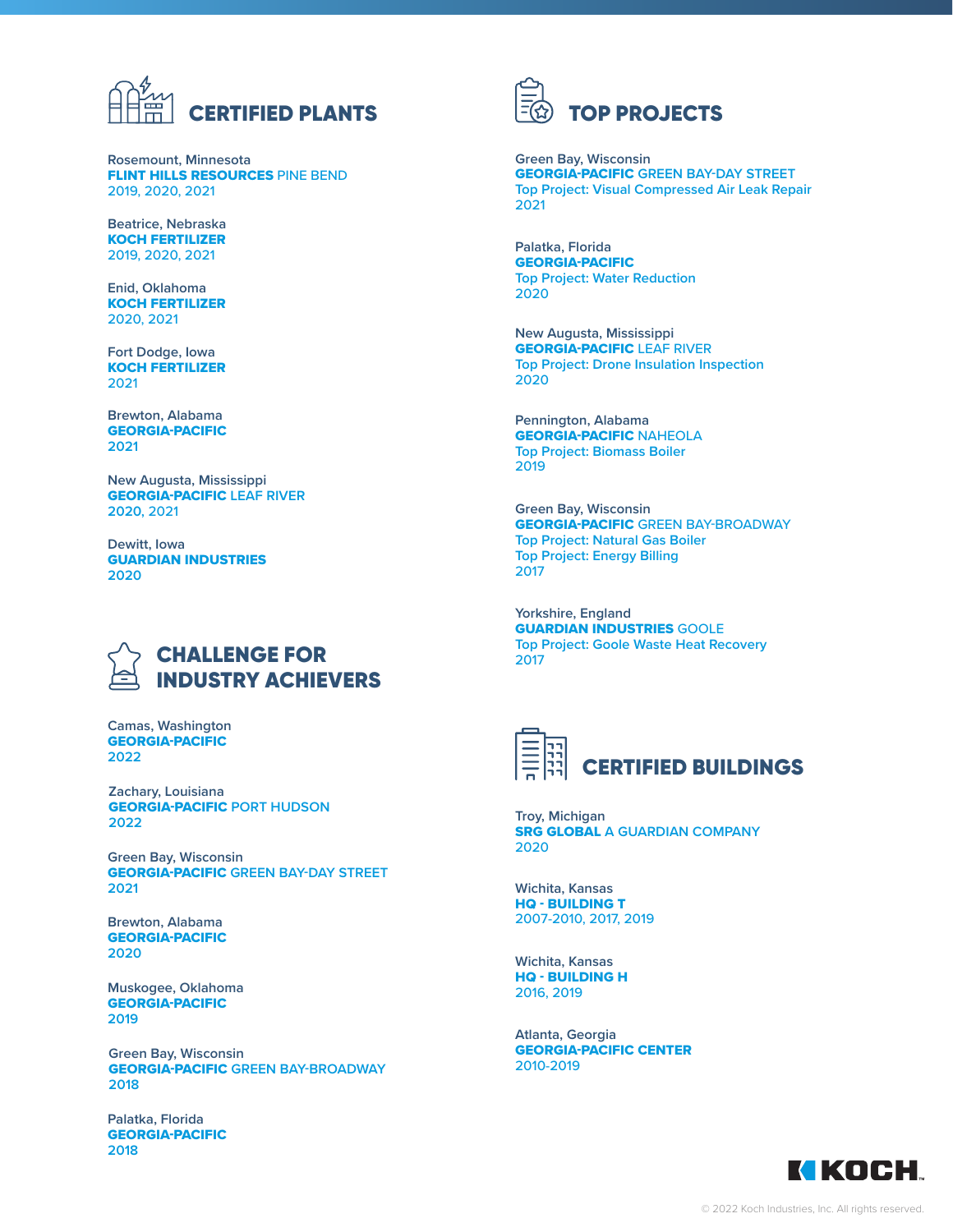## CERTIFIED PLANTS

Rosemount, Minnesota
**FLINT HILLS RESOURCES** PINE BEND
2019, 2020, 2021

Beatrice, Nebraska
**KOCH FERTILIZER**
2019, 2020, 2021

Enid, Oklahoma
**KOCH FERTILIZER**
2020, 2021

Fort Dodge, Iowa
**KOCH FERTILIZER**
2021

Brewton, Alabama
**GEORGIA-PACIFIC**
2021

New Augusta, Mississippi
**GEORGIA-PACIFIC** LEAF RIVER
2020, 2021

Dewitt, Iowa
**GUARDIAN INDUSTRIES**
2020

## CHALLENGE FOR INDUSTRY ACHIEVERS

Camas, Washington
**GEORGIA-PACIFIC**
2022

Zachary, Louisiana
**GEORGIA-PACIFIC** PORT HUDSON
2022

Green Bay, Wisconsin
**GEORGIA-PACIFIC** GREEN BAY-DAY STREET
2021

Brewton, Alabama
**GEORGIA-PACIFIC**
2020

Muskogee, Oklahoma
**GEORGIA-PACIFIC**
2019

Green Bay, Wisconsin
**GEORGIA-PACIFIC** GREEN BAY-BROADWAY
2018

Palatka, Florida
**GEORGIA-PACIFIC**
2018

## TOP PROJECTS

Green Bay, Wisconsin
**GEORGIA-PACIFIC** GREEN BAY-DAY STREET
Top Project: Visual Compressed Air Leak Repair
2021

Palatka, Florida
**GEORGIA-PACIFIC**
Top Project: Water Reduction
2020

New Augusta, Mississippi
**GEORGIA-PACIFIC** LEAF RIVER
Top Project: Drone Insulation Inspection
2020

Pennington, Alabama
**GEORGIA-PACIFIC** NAHEOLA
Top Project: Biomass Boiler
2019

Green Bay, Wisconsin
**GEORGIA-PACIFIC** GREEN BAY-BROADWAY
Top Project: Natural Gas Boiler
Top Project: Energy Billing
2017

Yorkshire, England
**GUARDIAN INDUSTRIES** GOOLE
Top Project: Goole Waste Heat Recovery
2017

## CERTIFIED BUILDINGS

Troy, Michigan
**SRG GLOBAL** A GUARDIAN COMPANY
2020

Wichita, Kansas
**HQ - BUILDING T**
2007-2010, 2017, 2019

Wichita, Kansas
**HQ - BUILDING H**
2016, 2019

Atlanta, Georgia
**GEORGIA-PACIFIC CENTER**
2010-2019

KOCH

© 2022 Koch Industries, Inc. All rights reserved.